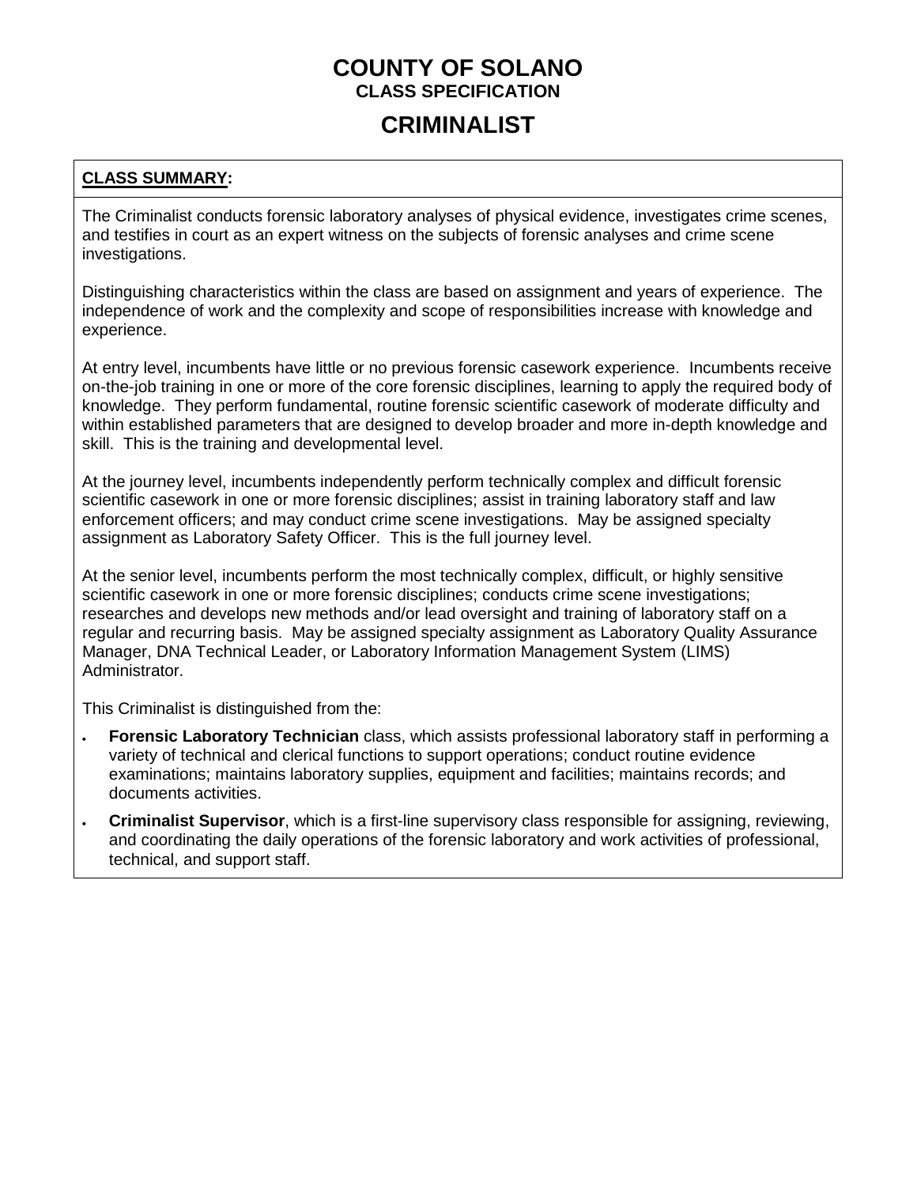# COUNTY OF SOLANO

**CLASS SPECIFICATION**

# CRIMINALIST

**CLASS SUMMARY:**

The Criminalist conducts forensic laboratory analyses of physical evidence, investigates crime scenes, and testifies in court as an expert witness on the subjects of forensic analyses and crime scene investigations.

Distinguishing characteristics within the class are based on assignment and years of experience. The independence of work and the complexity and scope of responsibilities increase with knowledge and experience.

At entry level, incumbents have little or no previous forensic casework experience. Incumbents receive on-the-job training in one or more of the core forensic disciplines, learning to apply the required body of knowledge. They perform fundamental, routine forensic scientific casework of moderate difficulty and within established parameters that are designed to develop broader and more in-depth knowledge and skill. This is the training and developmental level.

At the journey level, incumbents independently perform technically complex and difficult forensic scientific casework in one or more forensic disciplines; assist in training laboratory staff and law enforcement officers; and may conduct crime scene investigations. May be assigned specialty assignment as Laboratory Safety Officer. This is the full journey level.

At the senior level, incumbents perform the most technically complex, difficult, or highly sensitive scientific casework in one or more forensic disciplines; conducts crime scene investigations; researches and develops new methods and/or lead oversight and training of laboratory staff on a regular and recurring basis. May be assigned specialty assignment as Laboratory Quality Assurance Manager, DNA Technical Leader, or Laboratory Information Management System (LIMS) Administrator.

This Criminalist is distinguished from the:

- **Forensic Laboratory Technician** class, which assists professional laboratory staff in performing a variety of technical and clerical functions to support operations; conduct routine evidence examinations; maintains laboratory supplies, equipment and facilities; maintains records; and documents activities.
- **Criminalist Supervisor**, which is a first-line supervisory class responsible for assigning, reviewing, and coordinating the daily operations of the forensic laboratory and work activities of professional, technical, and support staff.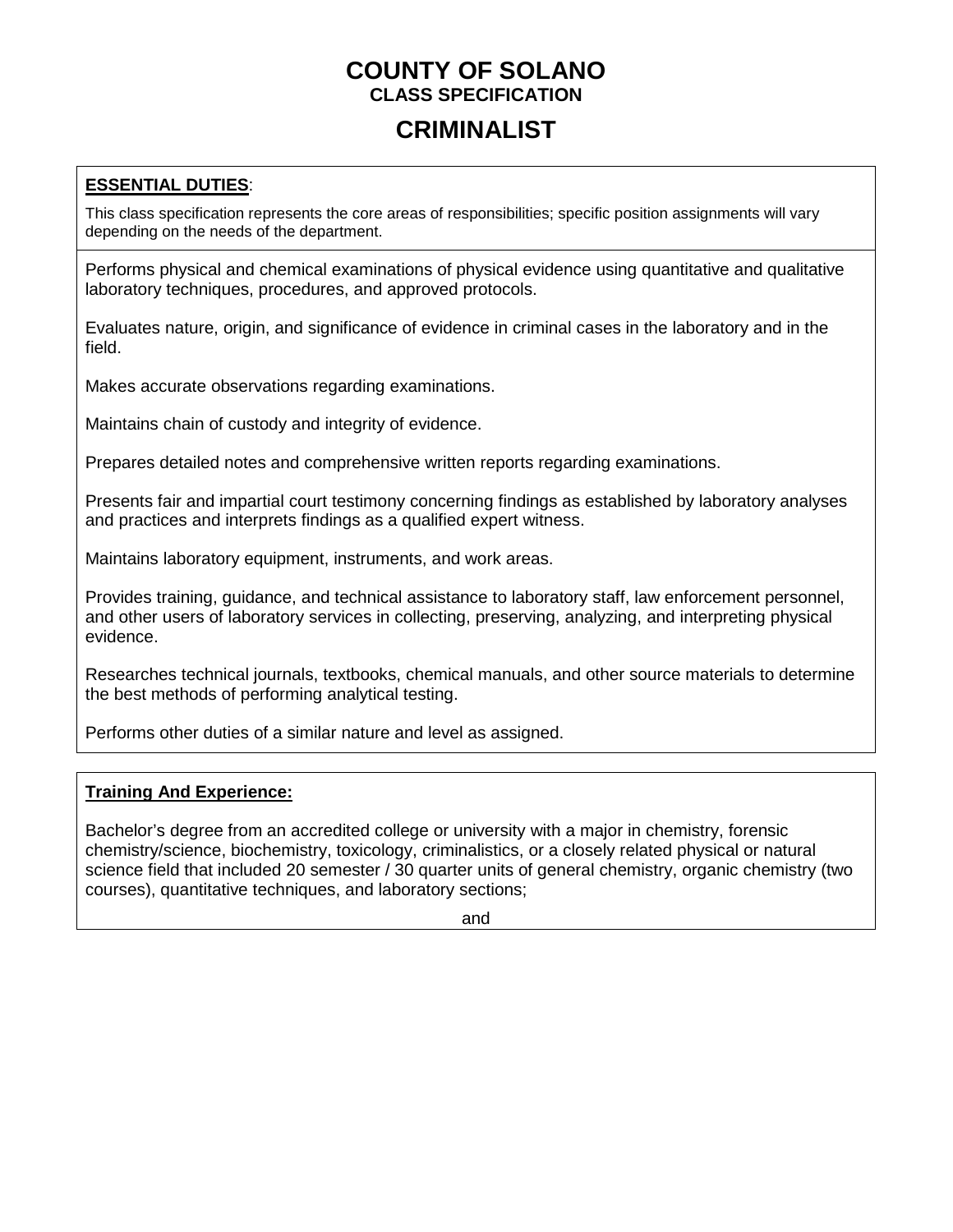# COUNTY OF SOLANO

**CLASS SPECIFICATION**

## CRIMINALIST

**ESSENTIAL DUTIES**:

This class specification represents the core areas of responsibilities; specific position assignments will vary depending on the needs of the department.

Performs physical and chemical examinations of physical evidence using quantitative and qualitative laboratory techniques, procedures, and approved protocols.

Evaluates nature, origin, and significance of evidence in criminal cases in the laboratory and in the field.

Makes accurate observations regarding examinations.

Maintains chain of custody and integrity of evidence.

Prepares detailed notes and comprehensive written reports regarding examinations.

Presents fair and impartial court testimony concerning findings as established by laboratory analyses and practices and interprets findings as a qualified expert witness.

Maintains laboratory equipment, instruments, and work areas.

Provides training, guidance, and technical assistance to laboratory staff, law enforcement personnel, and other users of laboratory services in collecting, preserving, analyzing, and interpreting physical evidence.

Researches technical journals, textbooks, chemical manuals, and other source materials to determine the best methods of performing analytical testing.

Performs other duties of a similar nature and level as assigned.

**Training And Experience:**

Bachelor's degree from an accredited college or university with a major in chemistry, forensic chemistry/science, biochemistry, toxicology, criminalistics, or a closely related physical or natural science field that included 20 semester / 30 quarter units of general chemistry, organic chemistry (two courses), quantitative techniques, and laboratory sections;

and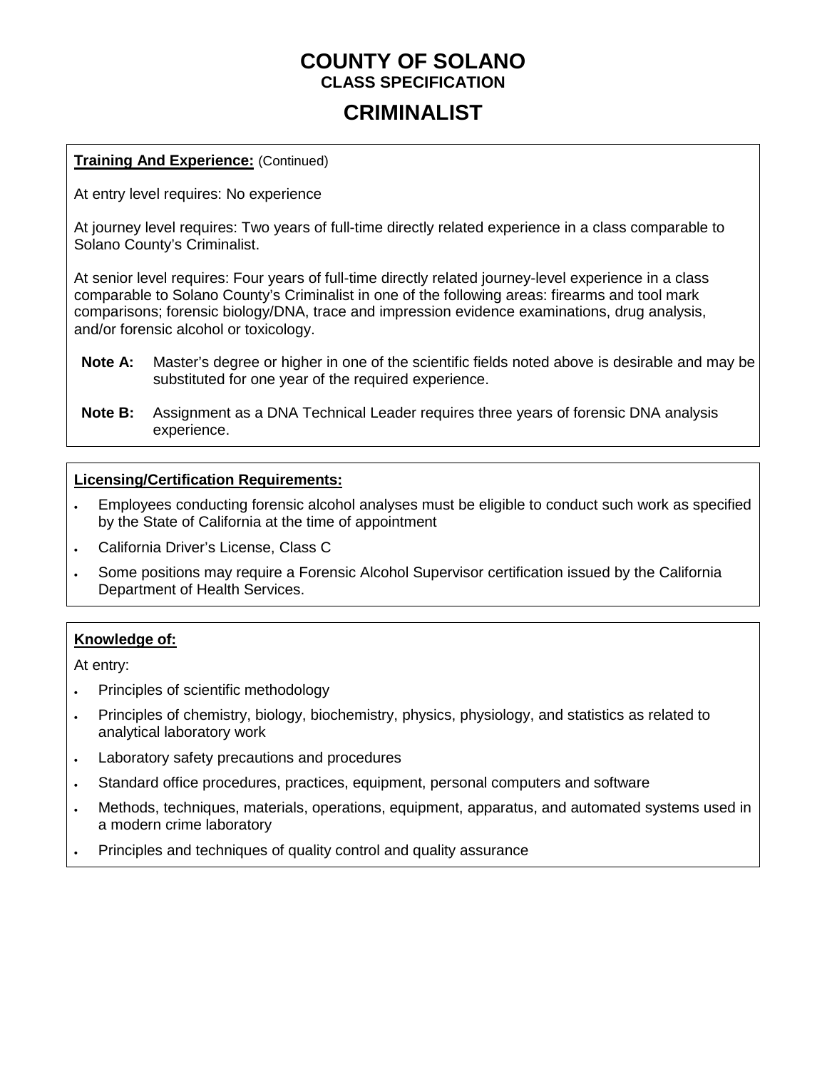# COUNTY OF SOLANO
## CLASS SPECIFICATION
# CRIMINALIST

**Training And Experience:** (Continued)

At entry level requires: No experience

At journey level requires: Two years of full-time directly related experience in a class comparable to Solano County's Criminalist.

At senior level requires: Four years of full-time directly related journey-level experience in a class comparable to Solano County's Criminalist in one of the following areas: firearms and tool mark comparisons; forensic biology/DNA, trace and impression evidence examinations, drug analysis, and/or forensic alcohol or toxicology.

**Note A:** Master's degree or higher in one of the scientific fields noted above is desirable and may be substituted for one year of the required experience.

**Note B:** Assignment as a DNA Technical Leader requires three years of forensic DNA analysis experience.

**Licensing/Certification Requirements:**

- Employees conducting forensic alcohol analyses must be eligible to conduct such work as specified by the State of California at the time of appointment
- California Driver's License, Class C
- Some positions may require a Forensic Alcohol Supervisor certification issued by the California Department of Health Services.

**Knowledge of:**

At entry:

- Principles of scientific methodology
- Principles of chemistry, biology, biochemistry, physics, physiology, and statistics as related to analytical laboratory work
- Laboratory safety precautions and procedures
- Standard office procedures, practices, equipment, personal computers and software
- Methods, techniques, materials, operations, equipment, apparatus, and automated systems used in a modern crime laboratory
- Principles and techniques of quality control and quality assurance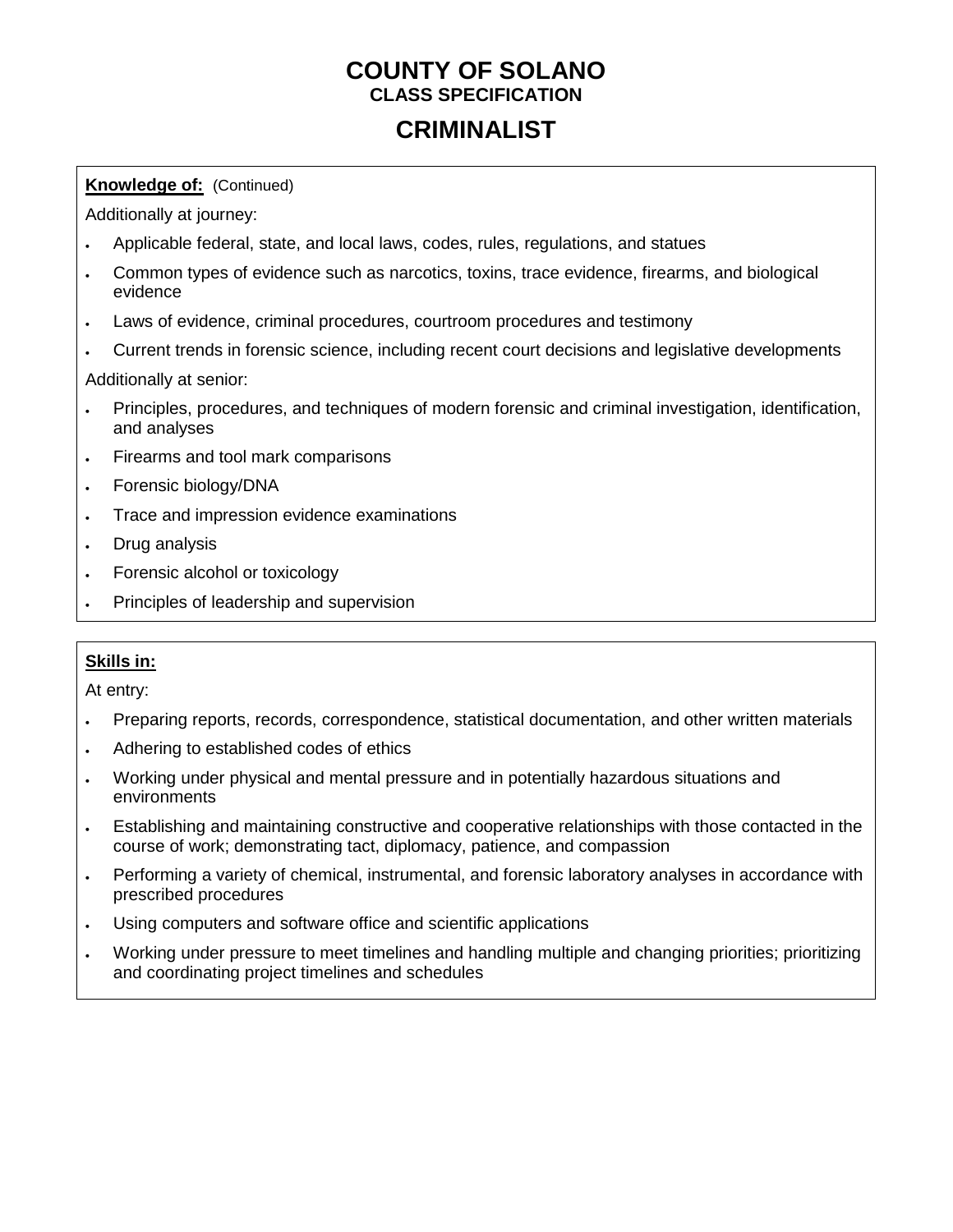# COUNTY OF SOLANO
## CLASS SPECIFICATION
# CRIMINALIST

**Knowledge of:** (Continued)

Additionally at journey:

- Applicable federal, state, and local laws, codes, rules, regulations, and statues
- Common types of evidence such as narcotics, toxins, trace evidence, firearms, and biological evidence
- Laws of evidence, criminal procedures, courtroom procedures and testimony
- Current trends in forensic science, including recent court decisions and legislative developments

Additionally at senior:

- Principles, procedures, and techniques of modern forensic and criminal investigation, identification, and analyses
- Firearms and tool mark comparisons
- Forensic biology/DNA
- Trace and impression evidence examinations
- Drug analysis
- Forensic alcohol or toxicology
- Principles of leadership and supervision

**Skills in:**

At entry:

- Preparing reports, records, correspondence, statistical documentation, and other written materials
- Adhering to established codes of ethics
- Working under physical and mental pressure and in potentially hazardous situations and environments
- Establishing and maintaining constructive and cooperative relationships with those contacted in the course of work; demonstrating tact, diplomacy, patience, and compassion
- Performing a variety of chemical, instrumental, and forensic laboratory analyses in accordance with prescribed procedures
- Using computers and software office and scientific applications
- Working under pressure to meet timelines and handling multiple and changing priorities; prioritizing and coordinating project timelines and schedules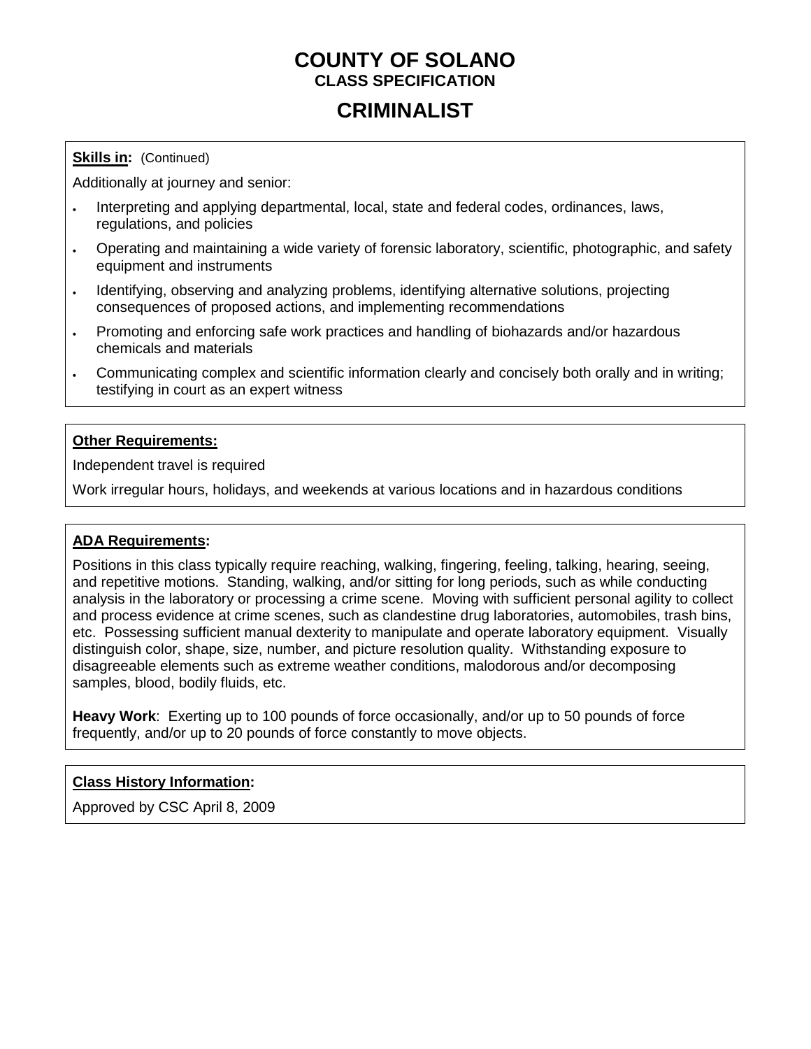# COUNTY OF SOLANO
## CLASS SPECIFICATION
# CRIMINALIST

**Skills in:** (Continued)

Additionally at journey and senior:

- Interpreting and applying departmental, local, state and federal codes, ordinances, laws, regulations, and policies
- Operating and maintaining a wide variety of forensic laboratory, scientific, photographic, and safety equipment and instruments
- Identifying, observing and analyzing problems, identifying alternative solutions, projecting consequences of proposed actions, and implementing recommendations
- Promoting and enforcing safe work practices and handling of biohazards and/or hazardous chemicals and materials
- Communicating complex and scientific information clearly and concisely both orally and in writing; testifying in court as an expert witness

**Other Requirements:**

Independent travel is required

Work irregular hours, holidays, and weekends at various locations and in hazardous conditions

**ADA Requirements:**

Positions in this class typically require reaching, walking, fingering, feeling, talking, hearing, seeing, and repetitive motions. Standing, walking, and/or sitting for long periods, such as while conducting analysis in the laboratory or processing a crime scene. Moving with sufficient personal agility to collect and process evidence at crime scenes, such as clandestine drug laboratories, automobiles, trash bins, etc. Possessing sufficient manual dexterity to manipulate and operate laboratory equipment. Visually distinguish color, shape, size, number, and picture resolution quality. Withstanding exposure to disagreeable elements such as extreme weather conditions, malodorous and/or decomposing samples, blood, bodily fluids, etc.

**Heavy Work**: Exerting up to 100 pounds of force occasionally, and/or up to 50 pounds of force frequently, and/or up to 20 pounds of force constantly to move objects.

**Class History Information:**

Approved by CSC April 8, 2009